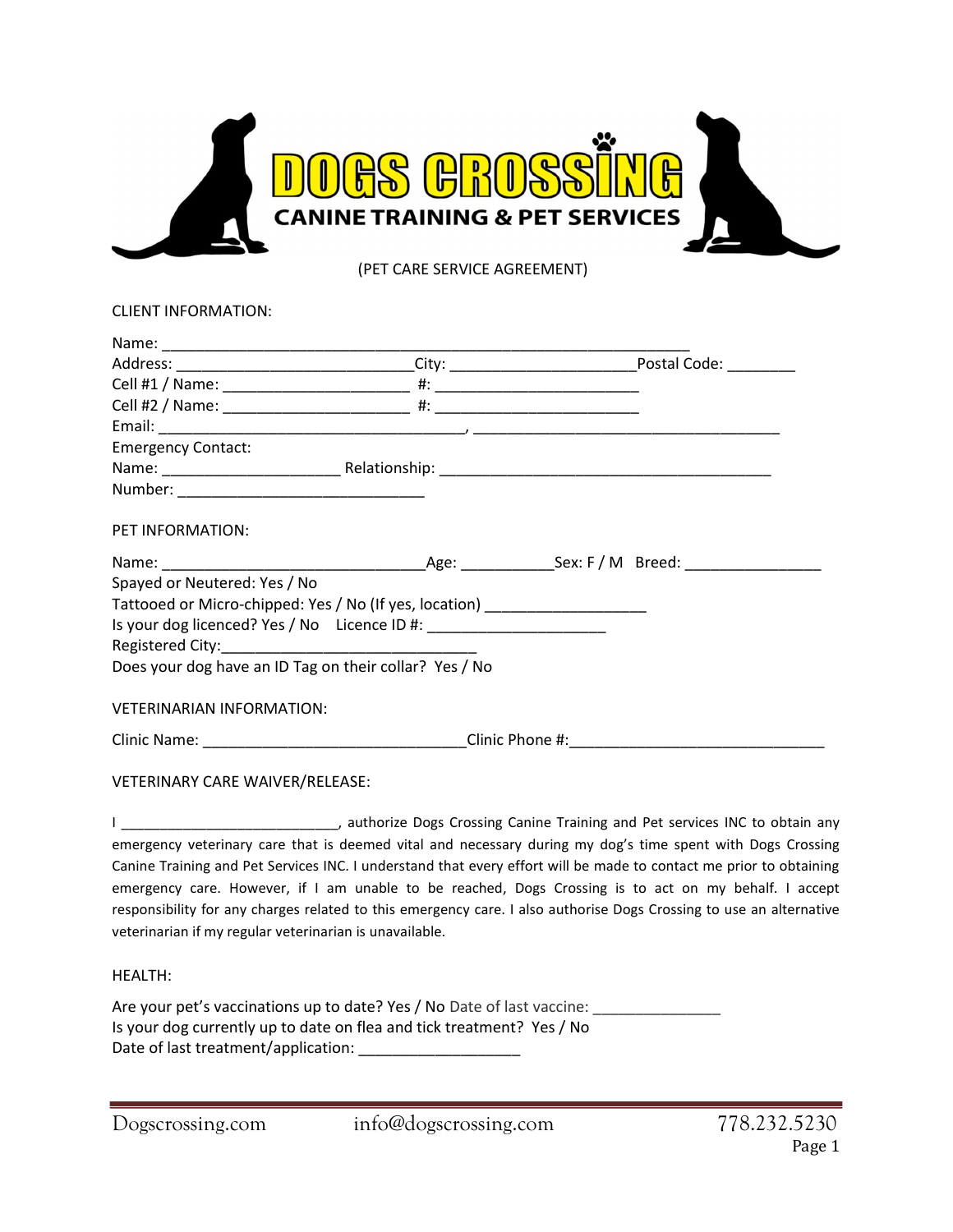# DOGS CROSSING

## CANINE TRAINING & PET SERVICES

(PET CARE SERVICE AGREEMENT)

CLIENT INFORMATION:

Name: ________________________________________________________________

Address: ____________________________City: ______________________Postal Code: ________

Cell #1 / Name: ______________________ #: ________________________

Cell #2 / Name: ______________________ #: ________________________

Email: ____________________________________, ____________________________________

Emergency Contact:

Name: _____________________ Relationship: _______________________________________

Number: _____________________________

PET INFORMATION:

Name: _______________________________Age: ___________Sex: F / M Breed: ________________

Spayed or Neutered: Yes / No

Tattooed or Micro-chipped: Yes / No (If yes, location) ___________________

Is your dog licenced? Yes / No Licence ID #: _____________________

Registered City:______________________________

Does your dog have an ID Tag on their collar? Yes / No

VETERINARIAN INFORMATION:

Clinic Name: _______________________________Clinic Phone #:______________________________

VETERINARY CARE WAIVER/RELEASE:

I ___________________________, authorize Dogs Crossing Canine Training and Pet services INC to obtain any emergency veterinary care that is deemed vital and necessary during my dog's time spent with Dogs Crossing Canine Training and Pet Services INC. I understand that every effort will be made to contact me prior to obtaining emergency care. However, if I am unable to be reached, Dogs Crossing is to act on my behalf. I accept responsibility for any charges related to this emergency care. I also authorise Dogs Crossing to use an alternative veterinarian if my regular veterinarian is unavailable.

HEALTH:

Are your pet's vaccinations up to date? Yes / No Date of last vaccine: _______________

Is your dog currently up to date on flea and tick treatment? Yes / No

Date of last treatment/application: ___________________

Dogscrossing.com info@dogscrossing.com 778.232.5230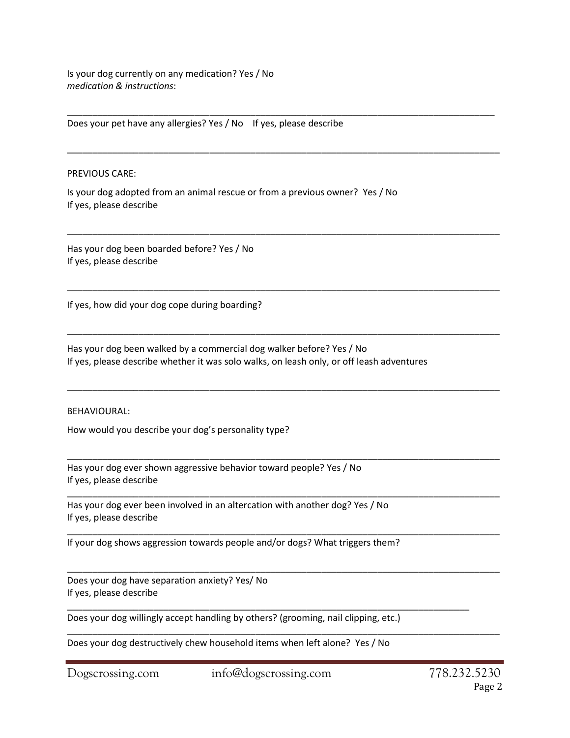Is your dog currently on any medication? Yes / No
*medication & instructions*:

_______________________________________________________________________________

Does your pet have any allergies? Yes / No    If yes, please describe

_______________________________________________________________________________

PREVIOUS CARE:

Is your dog adopted from an animal rescue or from a previous owner?  Yes / No
If yes, please describe

_______________________________________________________________________________

Has your dog been boarded before? Yes / No
If yes, please describe

_______________________________________________________________________________

If yes, how did your dog cope during boarding?

_______________________________________________________________________________

Has your dog been walked by a commercial dog walker before? Yes / No
If yes, please describe whether it was solo walks, on leash only, or off leash adventures

_______________________________________________________________________________

BEHAVIOURAL:

How would you describe your dog's personality type?

_______________________________________________________________________________

Has your dog ever shown aggressive behavior toward people? Yes / No
If yes, please describe

_______________________________________________________________________________

Has your dog ever been involved in an altercation with another dog? Yes / No
If yes, please describe

_______________________________________________________________________________

If your dog shows aggression towards people and/or dogs? What triggers them?

_______________________________________________________________________________

Does your dog have separation anxiety? Yes/ No
If yes, please describe

_______________________________________________________________________________

Does your dog willingly accept handling by others? (grooming, nail clipping, etc.)

_______________________________________________________________________________

Does your dog destructively chew household items when left alone?  Yes / No

Dogscrossing.com    info@dogscrossing.com    778.232.5230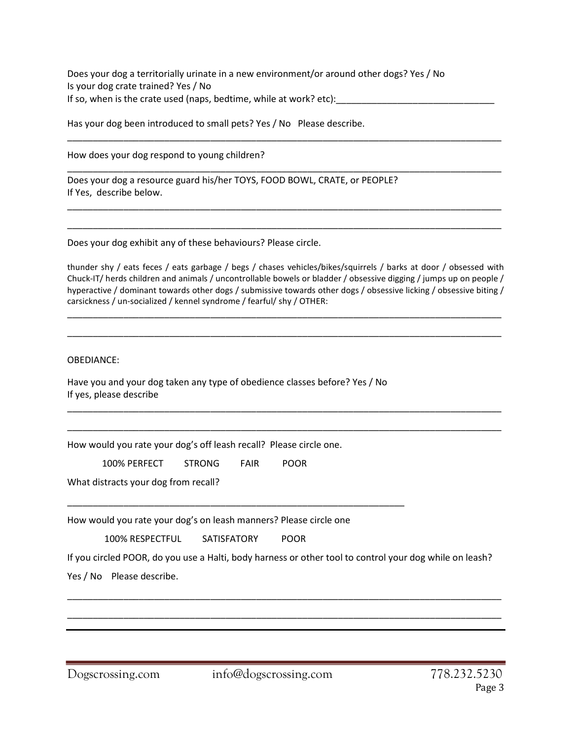Does your dog a territorially urinate in a new environment/or around other dogs? Yes / No
Is your dog crate trained? Yes / No
If so, when is the crate used (naps, bedtime, while at work? etc):______________________________

Has your dog been introduced to small pets? Yes / No   Please describe.

________________________________________________________________________________

How does your dog respond to young children?

________________________________________________________________________________

Does your dog a resource guard his/her TOYS, FOOD BOWL, CRATE, or PEOPLE?
If Yes,  describe below.

________________________________________________________________________________

________________________________________________________________________________

Does your dog exhibit any of these behaviours? Please circle.

thunder shy / eats feces / eats garbage / begs / chases vehicles/bikes/squirrels / barks at door / obsessed with Chuck-IT/ herds children and animals / uncontrollable bowels or bladder / obsessive digging / jumps up on people / hyperactive / dominant towards other dogs / submissive towards other dogs / obsessive licking / obsessive biting / carsickness / un-socialized / kennel syndrome / fearful/ shy / OTHER:

________________________________________________________________________________

________________________________________________________________________________

OBEDIANCE:

Have you and your dog taken any type of obedience classes before? Yes / No
If yes, please describe

________________________________________________________________________________

________________________________________________________________________________

How would you rate your dog's off leash recall?  Please circle one.

100% PERFECT     STRONG     FAIR     POOR

What distracts your dog from recall?

_______________________________________________________________

How would you rate your dog's on leash manners? Please circle one

100% RESPECTFUL     SATISFATORY     POOR

If you circled POOR, do you use a Halti, body harness or other tool to control your dog while on leash?

Yes / No    Please describe.

________________________________________________________________________________

________________________________________________________________________________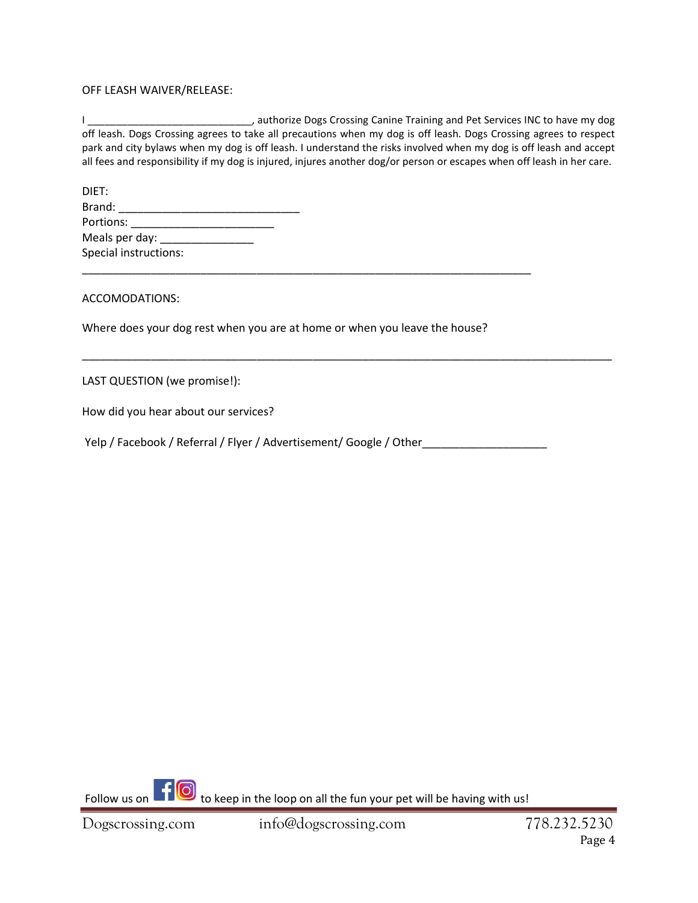OFF LEASH WAIVER/RELEASE:

I ____________________________, authorize Dogs Crossing Canine Training and Pet Services INC to have my dog off leash. Dogs Crossing agrees to take all precautions when my dog is off leash. Dogs Crossing agrees to respect park and city bylaws when my dog is off leash. I understand the risks involved when my dog is off leash and accept all fees and responsibility if my dog is injured, injures another dog/or person or escapes when off leash in her care.

DIET:
Brand: ______________________________
Portions: ________________________
Meals per day: _______________
Special instructions:
___________________________________________________________________________

ACCOMODATIONS:

Where does your dog rest when you are at home or when you leave the house?

________________________________________________________________________________

LAST QUESTION (we promise!):

How did you hear about our services?

Yelp / Facebook / Referral / Flyer / Advertisement/ Google / Other____________________

Follow us on to keep in the loop on all the fun your pet will be having with us!

Dogscrossing.com info@dogscrossing.com 778.232.5230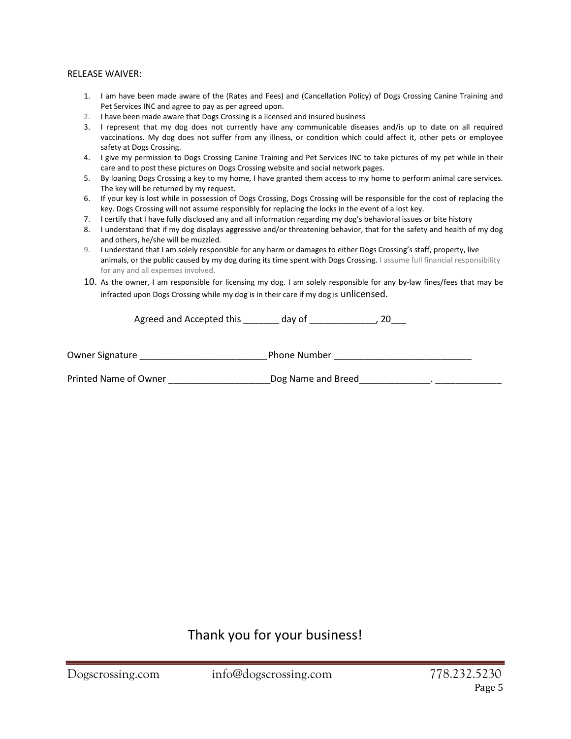RELEASE WAIVER:

1. I am have been made aware of the (Rates and Fees) and (Cancellation Policy) of Dogs Crossing Canine Training and Pet Services INC and agree to pay as per agreed upon.
2. I have been made aware that Dogs Crossing is a licensed and insured business
3. I represent that my dog does not currently have any communicable diseases and/is up to date on all required vaccinations. My dog does not suffer from any illness, or condition which could affect it, other pets or employee safety at Dogs Crossing.
4. I give my permission to Dogs Crossing Canine Training and Pet Services INC to take pictures of my pet while in their care and to post these pictures on Dogs Crossing website and social network pages.
5. By loaning Dogs Crossing a key to my home, I have granted them access to my home to perform animal care services. The key will be returned by my request.
6. If your key is lost while in possession of Dogs Crossing, Dogs Crossing will be responsible for the cost of replacing the key. Dogs Crossing will not assume responsibly for replacing the locks in the event of a lost key.
7. I certify that I have fully disclosed any and all information regarding my dog's behavioral issues or bite history
8. I understand that if my dog displays aggressive and/or threatening behavior, that for the safety and health of my dog and others, he/she will be muzzled.
9. I understand that I am solely responsible for any harm or damages to either Dogs Crossing's staff, property, live animals, or the public caused by my dog during its time spent with Dogs Crossing. I assume full financial responsibility for any and all expenses involved.
10. As the owner, I am responsible for licensing my dog. I am solely responsible for any by-law fines/fees that may be infracted upon Dogs Crossing while my dog is in their care if my dog is unlicensed.

Agreed and Accepted this _______ day of _____________, 20___

Owner Signature _________________________ Phone Number ___________________________

Printed Name of Owner ____________________ Dog Name and Breed______________. _____________

Thank you for your business!

Dogscrossing.com info@dogscrossing.com 778.232.5230